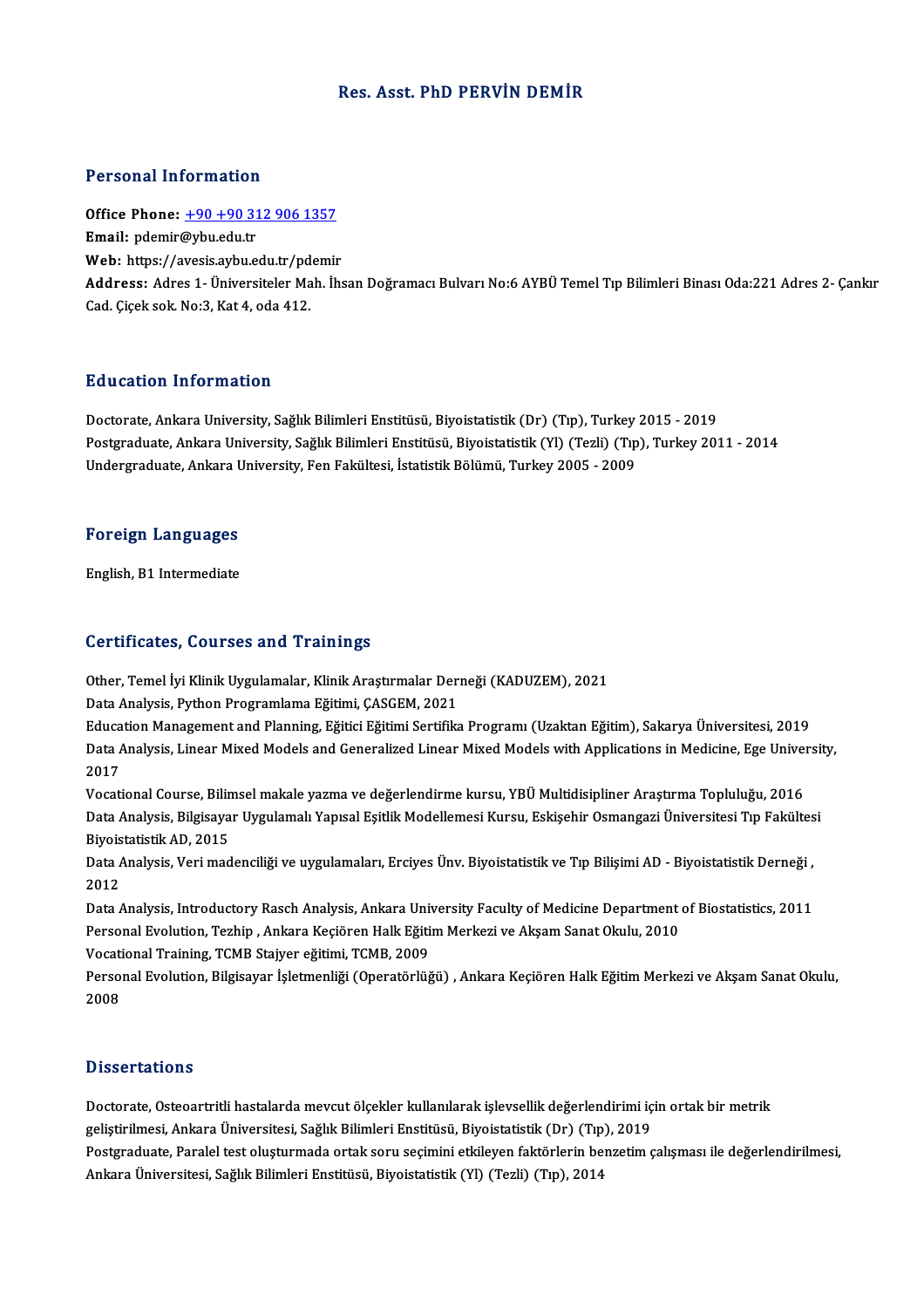# Res. Asst. PhD PERVİN DEMİR

## Personal Information

**Office Phone:** +90 +90 312 906 1357
**Email:** pdemir@ybu.edu.tr
**Web:** https://avesis.aybu.edu.tr/pdemir
**Address:** Adres 1- Üniversiteler Mah. İhsan Doğramacı Bulvarı No:6 AYBÜ Temel Tıp Bilimleri Binası Oda:221 Adres 2- Çankırı Cad. Çiçek sok. No:3, Kat 4, oda 412.

## Education Information

Doctorate, Ankara University, Sağlık Bilimleri Enstitüsü, Biyoistatistik (Dr) (Tıp), Turkey 2015 - 2019
Postgraduate, Ankara University, Sağlık Bilimleri Enstitüsü, Biyoistatistik (Yl) (Tezli) (Tıp), Turkey 2011 - 2014
Undergraduate, Ankara University, Fen Fakültesi, İstatistik Bölümü, Turkey 2005 - 2009

## Foreign Languages

English, B1 Intermediate

## Certificates, Courses and Trainings

Other, Temel İyi Klinik Uygulamalar, Klinik Araştırmalar Derneği (KADUZEM), 2021
Data Analysis, Python Programlama Eğitimi, ÇASGEM, 2021
Education Management and Planning, Eğitici Eğitimi Sertifika Programı (Uzaktan Eğitim), Sakarya Üniversitesi, 2019
Data Analysis, Linear Mixed Models and Generalized Linear Mixed Models with Applications in Medicine, Ege University, 2017
Vocational Course, Bilimsel makale yazma ve değerlendirme kursu, YBÜ Multidisipliner Araştırma Topluluğu, 2016
Data Analysis, Bilgisayar Uygulamalı Yapısal Eşitlik Modellemesi Kursu, Eskişehir Osmangazi Üniversitesi Tıp Fakültesi Biyoistatistik AD, 2015
Data Analysis, Veri madenciliği ve uygulamaları, Erciyes Ünv. Biyoistatistik ve Tıp Bilişimi AD - Biyoistatistik Derneği , 2012
Data Analysis, Introductory Rasch Analysis, Ankara University Faculty of Medicine Department of Biostatistics, 2011
Personal Evolution, Tezhip , Ankara Keçiören Halk Eğitim Merkezi ve Akşam Sanat Okulu, 2010
Vocational Training, TCMB Stajyer eğitimi, TCMB, 2009
Personal Evolution, Bilgisayar İşletmenliği (Operatörlüğü) , Ankara Keçiören Halk Eğitim Merkezi ve Akşam Sanat Okulu, 2008

## Dissertations

Doctorate, Osteoartritli hastalarda mevcut ölçekler kullanılarak işlevsellik değerlendirimi için ortak bir metrik geliştirilmesi, Ankara Üniversitesi, Sağlık Bilimleri Enstitüsü, Biyoistatistik (Dr) (Tıp), 2019
Postgraduate, Paralel test oluşturmada ortak soru seçimini etkileyen faktörlerin benzetim çalışması ile değerlendirilmesi, Ankara Üniversitesi, Sağlık Bilimleri Enstitüsü, Biyoistatistik (Yl) (Tezli) (Tıp), 2014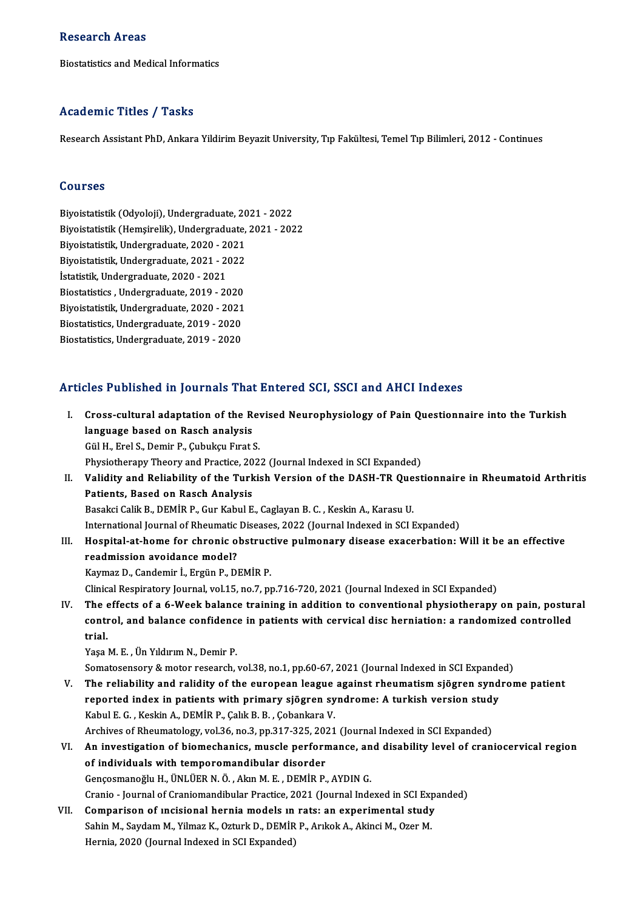## Research Areas

Biostatistics and Medical Informatics

## Academic Titles / Tasks

Research Assistant PhD, Ankara Yildirim Beyazit University, Tıp Fakültesi, Temel Tıp Bilimleri, 2012 - Continues

## Courses

Biyoistatistik (Odyoloji), Undergraduate, 2021 - 2022
Biyoistatistik (Hemşirelik), Undergraduate, 2021 - 2022
Biyoistatistik, Undergraduate, 2020 - 2021
Biyoistatistik, Undergraduate, 2021 - 2022
İstatistik, Undergraduate, 2020 - 2021
Biostatistics , Undergraduate, 2019 - 2020
Biyoistatistik, Undergraduate, 2020 - 2021
Biostatistics, Undergraduate, 2019 - 2020
Biostatistics, Undergraduate, 2019 - 2020

## Articles Published in Journals That Entered SCI, SSCI and AHCI Indexes

I. **Cross-cultural adaptation of the Revised Neurophysiology of Pain Questionnaire into the Turkish language based on Rasch analysis**
Gül H., Erel S., Demir P., Çubukçu Fırat S.
Physiotherapy Theory and Practice, 2022 (Journal Indexed in SCI Expanded)

II. **Validity and Reliability of the Turkish Version of the DASH-TR Questionnaire in Rheumatoid Arthritis Patients, Based on Rasch Analysis**
Basakci Calik B., DEMİR P., Gur Kabul E., Caglayan B. C. , Keskin A., Karasu U.
International Journal of Rheumatic Diseases, 2022 (Journal Indexed in SCI Expanded)

III. **Hospital-at-home for chronic obstructive pulmonary disease exacerbation: Will it be an effective readmission avoidance model?**
Kaymaz D., Candemir İ., Ergün P., DEMİR P.
Clinical Respiratory Journal, vol.15, no.7, pp.716-720, 2021 (Journal Indexed in SCI Expanded)

IV. **The effects of a 6-Week balance training in addition to conventional physiotherapy on pain, postural control, and balance confidence in patients with cervical disc herniation: a randomized controlled trial.**
Yaşa M. E. , Ün Yıldırım N., Demir P.
Somatosensory & motor research, vol.38, no.1, pp.60-67, 2021 (Journal Indexed in SCI Expanded)

V. **The reliability and ralidity of the european league against rheumatism sjögren syndrome patient reported index in patients with primary sjögren syndrome: A turkish version study**
Kabul E. G. , Keskin A., DEMİR P., Çalık B. B. , Çobankara V.
Archives of Rheumatology, vol.36, no.3, pp.317-325, 2021 (Journal Indexed in SCI Expanded)

VI. **An investigation of biomechanics, muscle performance, and disability level of craniocervical region of individuals with temporomandibular disorder**
Gençosmanoğlu H., ÜNLÜER N. Ö. , Akın M. E. , DEMİR P., AYDIN G.
Cranio - Journal of Craniomandibular Practice, 2021 (Journal Indexed in SCI Expanded)

VII. **Comparison of ıncisional hernia models ın rats: an experimental study**
Sahin M., Saydam M., Yilmaz K., Ozturk D., DEMİR P., Arıkok A., Akinci M., Ozer M.
Hernia, 2020 (Journal Indexed in SCI Expanded)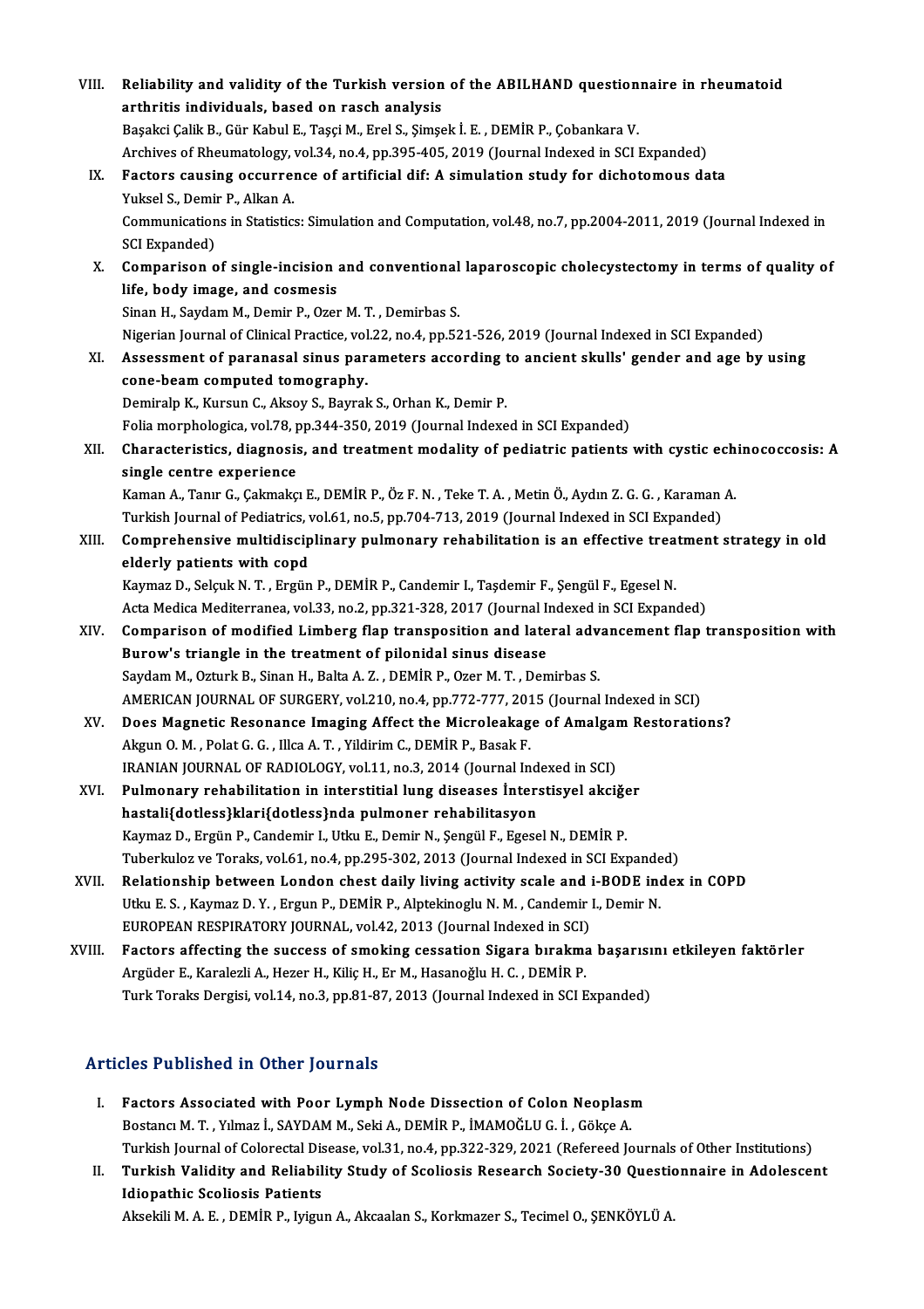VIII. **Reliability and validity of the Turkish version of the ABILHAND questionnaire in rheumatoid arthritis individuals, based on rasch analysis**
Başakci Çalik B., Gür Kabul E., Taşçi M., Erel S., Şimşek İ. E. , DEMİR P., Çobankara V.
Archives of Rheumatology, vol.34, no.4, pp.395-405, 2019 (Journal Indexed in SCI Expanded)

IX. **Factors causing occurrence of artificial dif: A simulation study for dichotomous data**
Yuksel S., Demir P., Alkan A.
Communications in Statistics: Simulation and Computation, vol.48, no.7, pp.2004-2011, 2019 (Journal Indexed in SCI Expanded)

X. **Comparison of single-incision and conventional laparoscopic cholecystectomy in terms of quality of life, body image, and cosmesis**
Sinan H., Saydam M., Demir P., Ozer M. T. , Demirbas S.
Nigerian Journal of Clinical Practice, vol.22, no.4, pp.521-526, 2019 (Journal Indexed in SCI Expanded)

XI. **Assessment of paranasal sinus parameters according to ancient skulls' gender and age by using cone-beam computed tomography.**
Demiralp K., Kursun C., Aksoy S., Bayrak S., Orhan K., Demir P.
Folia morphologica, vol.78, pp.344-350, 2019 (Journal Indexed in SCI Expanded)

XII. **Characteristics, diagnosis, and treatment modality of pediatric patients with cystic echinococcosis: A single centre experience**
Kaman A., Tanır G., Çakmakçı E., DEMİR P., Öz F. N. , Teke T. A. , Metin Ö., Aydın Z. G. G. , Karaman A.
Turkish Journal of Pediatrics, vol.61, no.5, pp.704-713, 2019 (Journal Indexed in SCI Expanded)

XIII. **Comprehensive multidisciplinary pulmonary rehabilitation is an effective treatment strategy in old elderly patients with copd**
Kaymaz D., Selçuk N. T. , Ergün P., DEMİR P., Candemir I., Taşdemir F., Şengül F., Egesel N.
Acta Medica Mediterranea, vol.33, no.2, pp.321-328, 2017 (Journal Indexed in SCI Expanded)

XIV. **Comparison of modified Limberg flap transposition and lateral advancement flap transposition with Burow's triangle in the treatment of pilonidal sinus disease**
Saydam M., Ozturk B., Sinan H., Balta A. Z. , DEMİR P., Ozer M. T. , Demirbas S.
AMERICAN JOURNAL OF SURGERY, vol.210, no.4, pp.772-777, 2015 (Journal Indexed in SCI)

XV. **Does Magnetic Resonance Imaging Affect the Microleakage of Amalgam Restorations?**
Akgun O. M. , Polat G. G. , Illca A. T. , Yildirim C., DEMİR P., Basak F.
IRANIAN JOURNAL OF RADIOLOGY, vol.11, no.3, 2014 (Journal Indexed in SCI)

XVI. **Pulmonary rehabilitation in interstitial lung diseases İnterstisyel akciğer hastali{dotless}klari{dotless}nda pulmoner rehabilitasyon**
Kaymaz D., Ergün P., Candemir I., Utku E., Demir N., Şengül F., Egesel N., DEMİR P.
Tuberkuloz ve Toraks, vol.61, no.4, pp.295-302, 2013 (Journal Indexed in SCI Expanded)

XVII. **Relationship between London chest daily living activity scale and i-BODE index in COPD**
Utku E. S. , Kaymaz D. Y. , Ergun P., DEMİR P., Alptekinoglu N. M. , Candemir I., Demir N.
EUROPEAN RESPIRATORY JOURNAL, vol.42, 2013 (Journal Indexed in SCI)

XVIII. **Factors affecting the success of smoking cessation Sigara bırakma başarısını etkileyen faktörler**
Argüder E., Karalezli A., Hezer H., Kiliç H., Er M., Hasanoğlu H. C. , DEMİR P.
Turk Toraks Dergisi, vol.14, no.3, pp.81-87, 2013 (Journal Indexed in SCI Expanded)

## Articles Published in Other Journals

I. **Factors Associated with Poor Lymph Node Dissection of Colon Neoplasm**
Bostancı M. T. , Yılmaz İ., SAYDAM M., Seki A., DEMİR P., İMAMOĞLU G. İ. , Gökçe A.
Turkish Journal of Colorectal Disease, vol.31, no.4, pp.322-329, 2021 (Refereed Journals of Other Institutions)

II. **Turkish Validity and Reliability Study of Scoliosis Research Society-30 Questionnaire in Adolescent Idiopathic Scoliosis Patients**
Aksekili M. A. E. , DEMİR P., Iyigun A., Akcaalan S., Korkmazer S., Tecimel O., ŞENKÖYLÜ A.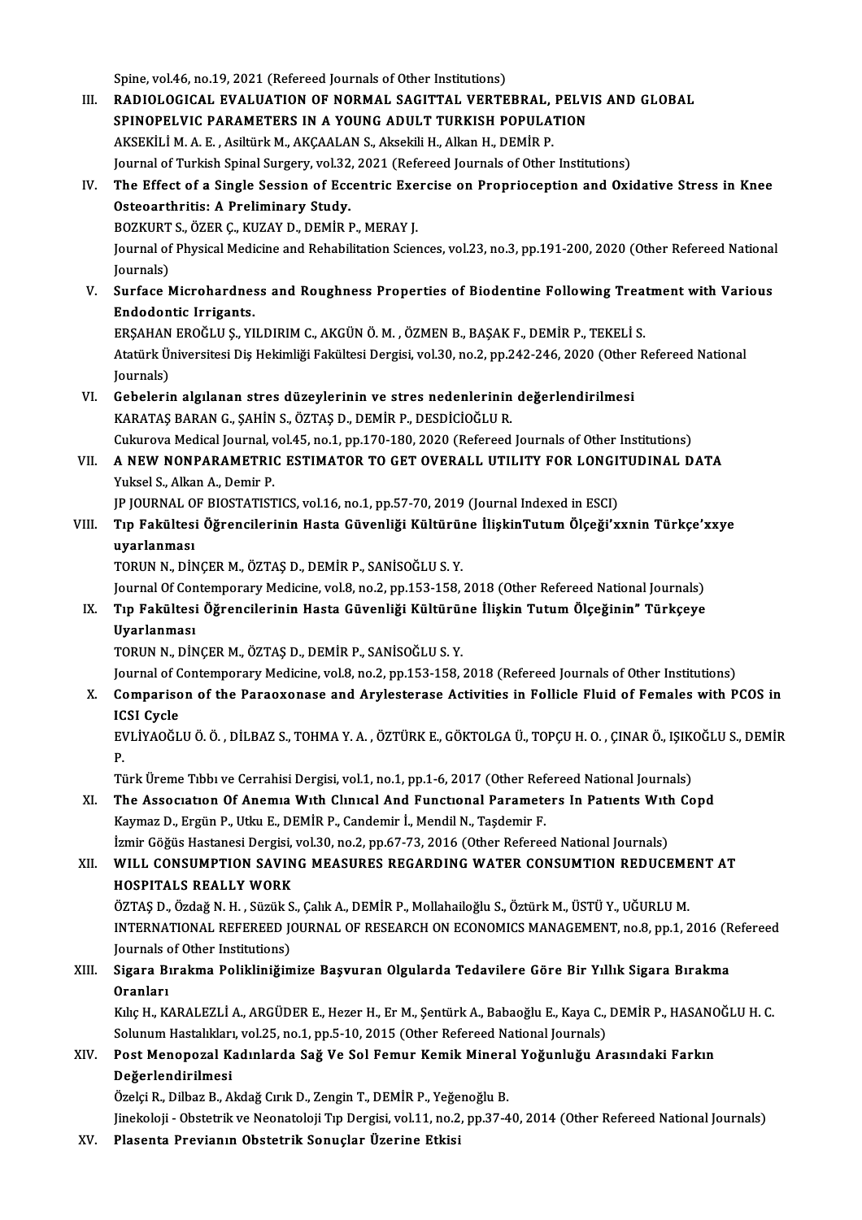Spine, vol.46, no.19, 2021 (Refereed Journals of Other Institutions)

III. **RADIOLOGICAL EVALUATION OF NORMAL SAGITTAL VERTEBRAL, PELVIS AND GLOBAL SPINOPELVIC PARAMETERS IN A YOUNG ADULT TURKISH POPULATION**
AKSEKİLİ M. A. E. , Asiltürk M., AKÇAALAN S., Aksekili H., Alkan H., DEMİR P.
Journal of Turkish Spinal Surgery, vol.32, 2021 (Refereed Journals of Other Institutions)

IV. **The Effect of a Single Session of Eccentric Exercise on Proprioception and Oxidative Stress in Knee Osteoarthritis: A Preliminary Study.**
BOZKURT S., ÖZER Ç., KUZAY D., DEMİR P., MERAY J.
Journal of Physical Medicine and Rehabilitation Sciences, vol.23, no.3, pp.191-200, 2020 (Other Refereed National Journals)

V. **Surface Microhardness and Roughness Properties of Biodentine Following Treatment with Various Endodontic Irrigants.**
ERŞAHAN EROĞLU Ş., YILDIRIM C., AKGÜN Ö. M. , ÖZMEN B., BAŞAK F., DEMİR P., TEKELİ S.
Atatürk Üniversitesi Diş Hekimliği Fakültesi Dergisi, vol.30, no.2, pp.242-246, 2020 (Other Refereed National Journals)

VI. **Gebelerin algılanan stres düzeylerinin ve stres nedenlerinin değerlendirilmesi**
KARATAŞ BARAN G., ŞAHİN S., ÖZTAŞ D., DEMİR P., DESDİCİOĞLU R.
Cukurova Medical Journal, vol.45, no.1, pp.170-180, 2020 (Refereed Journals of Other Institutions)

VII. **A NEW NONPARAMETRIC ESTIMATOR TO GET OVERALL UTILITY FOR LONGITUDINAL DATA**
Yuksel S., Alkan A., Demir P.
JP JOURNAL OF BIOSTATISTICS, vol.16, no.1, pp.57-70, 2019 (Journal Indexed in ESCI)

VIII. **Tıp Fakültesi Öğrencilerinin Hasta Güvenliği Kültürüne İlişkinTutum Ölçeği'xxnin Türkçe'xxye uyarlanması**
TORUN N., DİNÇER M., ÖZTAŞ D., DEMİR P., SANİSOĞLU S. Y.
Journal Of Contemporary Medicine, vol.8, no.2, pp.153-158, 2018 (Other Refereed National Journals)

IX. **Tıp Fakültesi Öğrencilerinin Hasta Güvenliği Kültürüne İlişkin Tutum Ölçeğinin" Türkçeye Uyarlanması**
TORUN N., DİNÇER M., ÖZTAŞ D., DEMİR P., SANİSOĞLU S. Y.
Journal of Contemporary Medicine, vol.8, no.2, pp.153-158, 2018 (Refereed Journals of Other Institutions)

X. **Comparison of the Paraoxonase and Arylesterase Activities in Follicle Fluid of Females with PCOS in ICSI Cycle**
EVLİYAOĞLU Ö. Ö. , DİLBAZ S., TOHMA Y. A. , ÖZTÜRK E., GÖKTOLGA Ü., TOPÇU H. O. , ÇINAR Ö., IŞIKOĞLU S., DEMİR P.
Türk Üreme Tıbbı ve Cerrahisi Dergisi, vol.1, no.1, pp.1-6, 2017 (Other Refereed National Journals)

XI. **The Associatıon Of Anemıa Wıth Clınıcal And Functıonal Parameters In Patıents Wıth Copd**
Kaymaz D., Ergün P., Utku E., DEMİR P., Candemir İ., Mendil N., Taşdemir F.
İzmir Göğüs Hastanesi Dergisi, vol.30, no.2, pp.67-73, 2016 (Other Refereed National Journals)

XII. **WILL CONSUMPTION SAVING MEASURES REGARDING WATER CONSUMTION REDUCEMENT AT HOSPITALS REALLY WORK**
ÖZTAŞ D., Özdağ N. H. , Süzük S., Çalık A., DEMİR P., Mollahailoğlu S., Öztürk M., ÜSTÜ Y., UĞURLU M.
INTERNATIONAL REFEREED JOURNAL OF RESEARCH ON ECONOMICS MANAGEMENT, no.8, pp.1, 2016 (Refereed Journals of Other Institutions)

XIII. **Sigara Bırakma Polikliniğimize Başvuran Olgularda Tedavilere Göre Bir Yıllık Sigara Bırakma Oranları**
Kılıç H., KARALEZLİ A., ARGÜDER E., Hezer H., Er M., Şentürk A., Babaoğlu E., Kaya C., DEMİR P., HASANOĞLU H. C.
Solunum Hastalıkları, vol.25, no.1, pp.5-10, 2015 (Other Refereed National Journals)

XIV. **Post Menopozal Kadınlarda Sağ Ve Sol Femur Kemik Mineral Yoğunluğu Arasındaki Farkın Değerlendirilmesi**
Özelçi R., Dilbaz B., Akdağ Cırık D., Zengin T., DEMİR P., Yeğenoğlu B.
Jinekoloji - Obstetrik ve Neonatoloji Tıp Dergisi, vol.11, no.2, pp.37-40, 2014 (Other Refereed National Journals)

XV. **Plasenta Previanın Obstetrik Sonuçlar Üzerine Etkisi**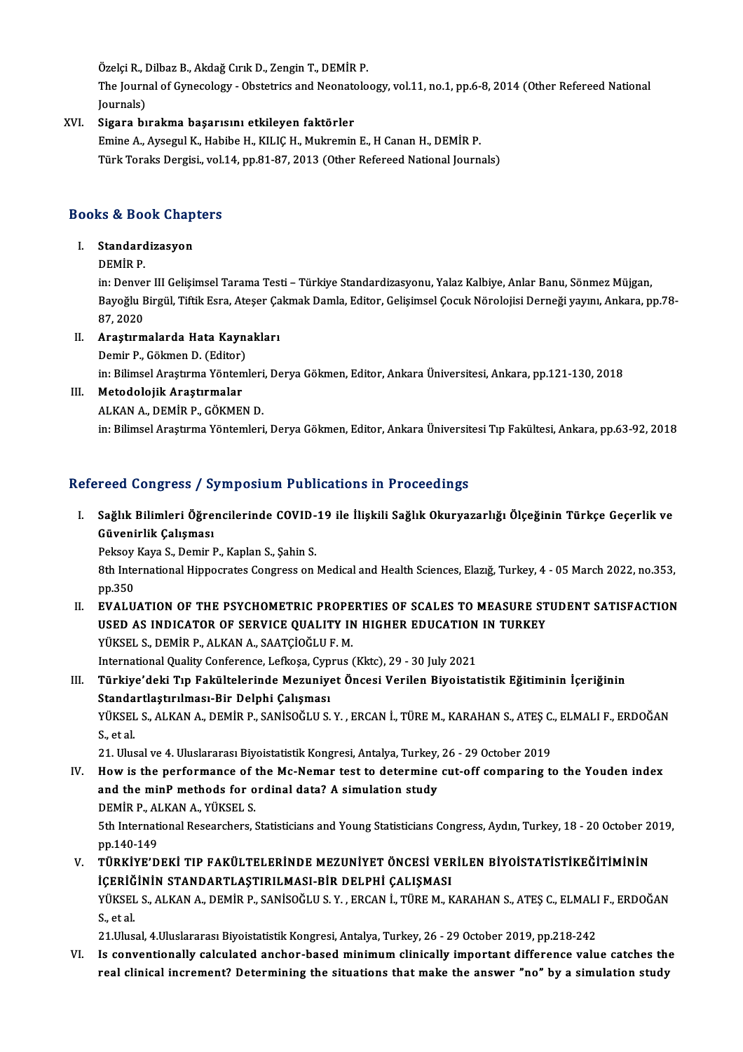Özelçi R., Dilbaz B., Akdağ Cırık D., Zengin T., DEMİR P.
The Journal of Gynecology - Obstetrics and Neonatoloogy, vol.11, no.1, pp.6-8, 2014 (Other Refereed National Journals)

XVI. **Sigara bırakma başarısını etkileyen faktörler**
Emine A., Aysegul K., Habibe H., KILIÇ H., Mukremin E., H Canan H., DEMİR P.
Türk Toraks Dergisi., vol.14, pp.81-87, 2013 (Other Refereed National Journals)

## Books & Book Chapters

I. **Standardizasyon**
DEMİR P.
in: Denver III Gelişimsel Tarama Testi – Türkiye Standardizasyonu, Yalaz Kalbiye, Anlar Banu, Sönmez Müjgan, Bayoğlu Birgül, Tiftik Esra, Ateşer Çakmak Damla, Editor, Gelişimsel Çocuk Nörolojisi Derneği yayını, Ankara, pp.78-87, 2020

II. **Araştırmalarda Hata Kaynakları**
Demir P., Gökmen D. (Editor)
in: Bilimsel Araştırma Yöntemleri, Derya Gökmen, Editor, Ankara Üniversitesi, Ankara, pp.121-130, 2018

III. **Metodolojik Araştırmalar**
ALKAN A., DEMİR P., GÖKMEN D.
in: Bilimsel Araştırma Yöntemleri, Derya Gökmen, Editor, Ankara Üniversitesi Tıp Fakültesi, Ankara, pp.63-92, 2018

## Refereed Congress / Symposium Publications in Proceedings

I. **Sağlık Bilimleri Öğrencilerinde COVID-19 ile İlişkili Sağlık Okuryazarlığı Ölçeğinin Türkçe Geçerlik ve Güvenirlik Çalışması**
Peksoy Kaya S., Demir P., Kaplan S., Şahin S.
8th International Hippocrates Congress on Medical and Health Sciences, Elazığ, Turkey, 4 - 05 March 2022, no.353, pp.350

II. **EVALUATION OF THE PSYCHOMETRIC PROPERTIES OF SCALES TO MEASURE STUDENT SATISFACTION USED AS INDICATOR OF SERVICE QUALITY IN HIGHER EDUCATION IN TURKEY**
YÜKSEL S., DEMİR P., ALKAN A., SAATÇİOĞLU F. M.
International Quality Conference, Lefkoşa, Cyprus (Kktc), 29 - 30 July 2021

III. **Türkiye'deki Tıp Fakültelerinde Mezuniyet Öncesi Verilen Biyoistatistik Eğitiminin İçeriğinin Standartlaştırılması-Bir Delphi Çalışması**
YÜKSEL S., ALKAN A., DEMİR P., SANİSOĞLU S. Y. , ERCAN İ., TÜRE M., KARAHAN S., ATEŞ C., ELMALI F., ERDOĞAN S., et al.
21. Ulusal ve 4. Uluslararası Biyoistatistik Kongresi, Antalya, Turkey, 26 - 29 October 2019

IV. **How is the performance of the Mc-Nemar test to determine cut-off comparing to the Youden index and the minP methods for ordinal data? A simulation study**
DEMİR P., ALKAN A., YÜKSEL S.
5th International Researchers, Statisticians and Young Statisticians Congress, Aydın, Turkey, 18 - 20 October 2019, pp.140-149

V. **TÜRKİYE'DEKİ TIP FAKÜLTELERİNDE MEZUNİYET ÖNCESİ VERİLEN BİYOİSTATİSTİKEĞİTİMİNİN İÇERİĞİNİN STANDARTLAŞTIRILMASI-BİR DELPHİ ÇALIŞMASI**
YÜKSEL S., ALKAN A., DEMİR P., SANİSOĞLU S. Y. , ERCAN İ., TÜRE M., KARAHAN S., ATEŞ C., ELMALI F., ERDOĞAN S., et al.
21.Ulusal, 4.Uluslararası Biyoistatistik Kongresi, Antalya, Turkey, 26 - 29 October 2019, pp.218-242

VI. **Is conventionally calculated anchor-based minimum clinically important difference value catches the real clinical increment? Determining the situations that make the answer "no" by a simulation study**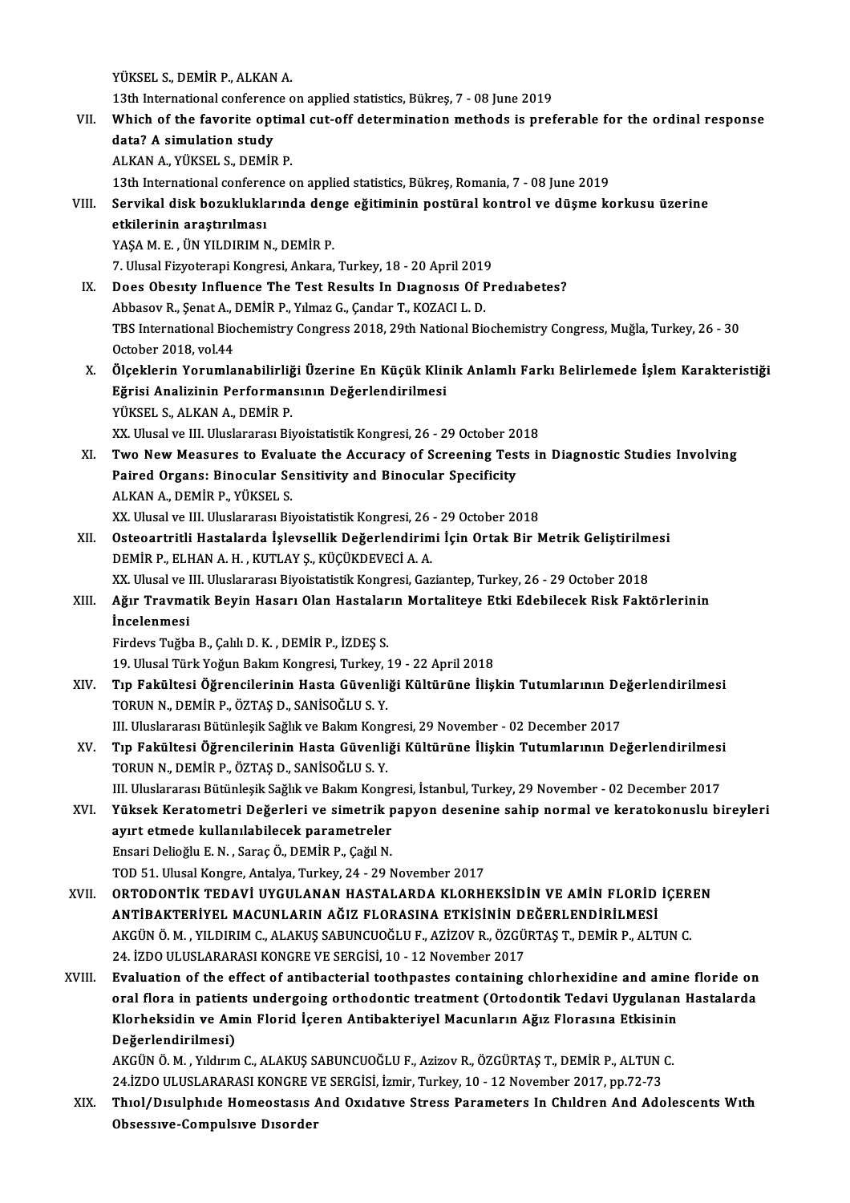YÜKSEL S., DEMİR P., ALKAN A.
13th International conference on applied statistics, Bükreş, 7 - 08 June 2019

VII. **Which of the favorite optimal cut-off determination methods is preferable for the ordinal response data? A simulation study**
ALKAN A., YÜKSEL S., DEMİR P.
13th International conference on applied statistics, Bükreş, Romania, 7 - 08 June 2019

VIII. **Servikal disk bozukluklarında denge eğitiminin postüral kontrol ve düşme korkusu üzerine etkilerinin araştırılması**
YAŞA M. E. , ÜN YILDIRIM N., DEMİR P.
7. Ulusal Fizyoterapi Kongresi, Ankara, Turkey, 18 - 20 April 2019

IX. **Does Obesıty Influence The Test Results In Dıagnosıs Of Predıabetes?**
Abbasov R., Şenat A., DEMİR P., Yılmaz G., Çandar T., KOZACI L. D.
TBS International Biochemistry Congress 2018, 29th National Biochemistry Congress, Muğla, Turkey, 26 - 30 October 2018, vol.44

X. **Ölçeklerin Yorumlanabilirliği Üzerine En Küçük Klinik Anlamlı Farkı Belirlemede İşlem Karakteristiği Eğrisi Analizinin Performansının Değerlendirilmesi**
YÜKSEL S., ALKAN A., DEMİR P.
XX. Ulusal ve III. Uluslararası Biyoistatistik Kongresi, 26 - 29 October 2018

XI. **Two New Measures to Evaluate the Accuracy of Screening Tests in Diagnostic Studies Involving Paired Organs: Binocular Sensitivity and Binocular Specificity**
ALKAN A., DEMİR P., YÜKSEL S.
XX. Ulusal ve III. Uluslararası Biyoistatistik Kongresi, 26 - 29 October 2018

XII. **Osteoartritli Hastalarda İşlevsellik Değerlendirimi İçin Ortak Bir Metrik Geliştirilmesi**
DEMİR P., ELHAN A. H. , KUTLAY Ş., KÜÇÜKDEVECİ A. A.
XX. Ulusal ve III. Uluslararası Biyoistatistik Kongresi, Gaziantep, Turkey, 26 - 29 October 2018

XIII. **Ağır Travmatik Beyin Hasarı Olan Hastaların Mortaliteye Etki Edebilecek Risk Faktörlerinin İncelenmesi**
Firdevs Tuğba B., Çalılı D. K. , DEMİR P., İZDEŞ S.
19. Ulusal Türk Yoğun Bakım Kongresi, Turkey, 19 - 22 April 2018

XIV. **Tıp Fakültesi Öğrencilerinin Hasta Güvenliği Kültürüne İlişkin Tutumlarının Değerlendirilmesi**
TORUN N., DEMİR P., ÖZTAŞ D., SANİSOĞLU S. Y.
III. Uluslararası Bütünleşik Sağlık ve Bakım Kongresi, 29 November - 02 December 2017

XV. **Tıp Fakültesi Öğrencilerinin Hasta Güvenliği Kültürüne İlişkin Tutumlarının Değerlendirilmesi**
TORUN N., DEMİR P., ÖZTAŞ D., SANİSOĞLU S. Y.
III. Uluslararası Bütünleşik Sağlık ve Bakım Kongresi, İstanbul, Turkey, 29 November - 02 December 2017

XVI. **Yüksek Keratometri Değerleri ve simetrik papyon desenine sahip normal ve keratokonuslu bireyleri ayırt etmede kullanılabilecek parametreler**
Ensari Delioğlu E. N. , Saraç Ö., DEMİR P., Çağıl N.
TOD 51. Ulusal Kongre, Antalya, Turkey, 24 - 29 November 2017

XVII. **ORTODONTİK TEDAVİ UYGULANAN HASTALARDA KLORHEKSİDİN VE AMİN FLORİD İÇEREN ANTİBAKTERİYEL MACUNLARIN AĞIZ FLORASINA ETKİSİNİN DEĞERLENDİRİLMESİ**
AKGÜN Ö. M. , YILDIRIM C., ALAKUŞ SABUNCUOĞLU F., AZİZOV R., ÖZGÜRTAŞ T., DEMİR P., ALTUN C.
24. İZDO ULUSLARARASI KONGRE VE SERGİSİ, 10 - 12 November 2017

XVIII. **Evaluation of the effect of antibacterial toothpastes containing chlorhexidine and amine floride on oral flora in patients undergoing orthodontic treatment (Ortodontik Tedavi Uygulanan Hastalarda Klorheksidin ve Amin Florid İçeren Antibakteriyel Macunların Ağız Florasına Etkisinin Değerlendirilmesi)**
AKGÜN Ö. M. , Yıldırım C., ALAKUŞ SABUNCUOĞLU F., Azizov R., ÖZGÜRTAŞ T., DEMİR P., ALTUN C.
24.İZDO ULUSLARARASI KONGRE VE SERGİSİ, İzmir, Turkey, 10 - 12 November 2017, pp.72-73

XIX. **Thıol/Dısulphıde Homeostasıs And Oxıdatıve Stress Parameters In Chıldren And Adolescents Wıth Obsessıve-Compulsıve Dısorder**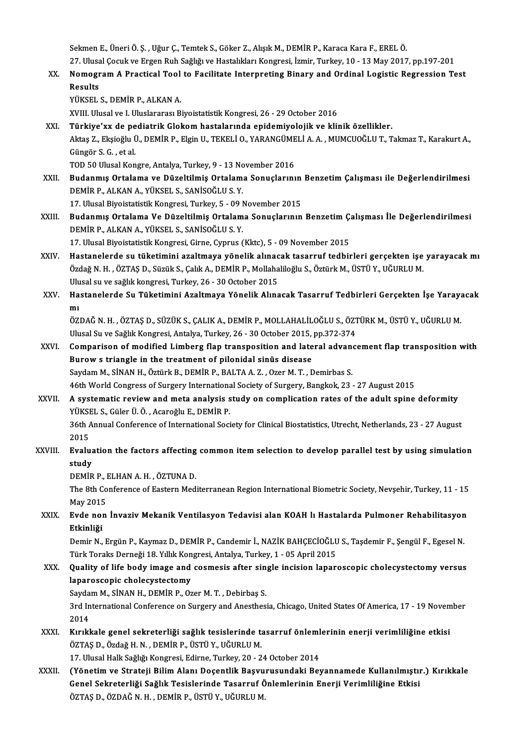Sekmen E., Üneri Ö. Ş. , Uğur Ç., Temtek S., Göker Z., Alışık M., DEMİR P., Karaca Kara F., EREL Ö.
27. Ulusal Çocuk ve Ergen Ruh Sağlığı ve Hastalıkları Kongresi, İzmir, Turkey, 10 - 13 May 2017, pp.197-201

XX. **Nomogram A Practical Tool to Facilitate Interpreting Binary and Ordinal Logistic Regression Test Results**
YÜKSEL S., DEMİR P., ALKAN A.
XVIII. Ulusal ve I. Uluslararası Biyoistatistik Kongresi, 26 - 29 October 2016

XXI. **Türkiye'xx de pediatrik Glokom hastalarında epidemiyolojik ve klinik özellikler.**
Aktaş Z., Ekşioğlu Ü., DEMİR P., Elgin U., TEKELİ O., YARANGÜMELİ A. A. , MUMCUOĞLU T., Takmaz T., Karakurt A., Güngör S. G. , et al.
TOD 50 Ulusal Kongre, Antalya, Turkey, 9 - 13 November 2016

XXII. **Budanmış Ortalama ve Düzeltilmiş Ortalama Sonuçlarının Benzetim Çalışması ile Değerlendirilmesi**
DEMİR P., ALKAN A., YÜKSEL S., SANİSOĞLU S. Y.
17. Ulusal Biyoistatistik Kongresi, Turkey, 5 - 09 November 2015

XXIII. **Budanmış Ortalama Ve Düzeltilmiş Ortalama Sonuçlarının Benzetim Çalışması İle Değerlendirilmesi**
DEMİR P., ALKAN A., YÜKSEL S., SANİSOĞLU S. Y.
17. Ulusal Biyoistatistik Kongresi, Girne, Cyprus (Kktc), 5 - 09 November 2015

XXIV. **Hastanelerde su tüketimini azaltmaya yönelik alınacak tasarruf tedbirleri gerçekten işe yarayacak mı**
Özdağ N. H. , ÖZTAŞ D., Süzük S., Çalık A., DEMİR P., Mollahaliloğlu S., Öztürk M., ÜSTÜ Y., UĞURLU M.
Ulusal su ve sağlık kongresi, Turkey, 26 - 30 October 2015

XXV. **Hastanelerde Su Tüketimini Azaltmaya Yönelik Alınacak Tasarruf Tedbirleri Gerçekten İşe Yarayacak mı**
ÖZDAĞ N. H. , ÖZTAŞ D., SÜZÜK S., ÇALIK A., DEMİR P., MOLLAHALİLOĞLU S., ÖZTÜRK M., ÜSTÜ Y., UĞURLU M.
Ulusal Su ve Sağlık Kongresi, Antalya, Turkey, 26 - 30 October 2015, pp.372-374

XXVI. **Comparison of modified Limberg flap transposition and lateral advancement flap transposition with Burow s triangle in the treatment of pilonidal sinüs disease**
Saydam M., SİNAN H., Öztürk B., DEMİR P., BALTA A. Z. , Ozer M. T. , Demirbas S.
46th World Congress of Surgery International Society of Surgery, Bangkok, 23 - 27 August 2015

XXVII. **A systematic review and meta analysis study on complication rates of the adult spine deformity**
YÜKSEL S., Güler Ü. Ö. , Acaroğlu E., DEMİR P.
36th Annual Conference of International Society for Clinical Biostatistics, Utrecht, Netherlands, 23 - 27 August 2015

XXVIII. **Evaluation the factors affecting common item selection to develop parallel test by using simulation study**
DEMİR P., ELHAN A. H. , ÖZTUNA D.
The 8th Conference of Eastern Mediterranean Region International Biometric Society, Nevşehir, Turkey, 11 - 15 May 2015

XXIX. **Evde non İnvaziv Mekanik Ventilasyon Tedavisi alan KOAH lı Hastalarda Pulmoner Rehabilitasyon Etkinliği**
Demir N., Ergün P., Kaymaz D., DEMİR P., Candemir İ., NAZİK BAHÇECİOĞLU S., Taşdemir F., Şengül F., Egesel N.
Türk Toraks Derneği 18. Yıllık Kongresi, Antalya, Turkey, 1 - 05 April 2015

XXX. **Quality of life body image and cosmesis after single incision laparoscopic cholecystectomy versus laparoscopic cholecystectomy**
Saydam M., SİNAN H., DEMİR P., Ozer M. T. , Debirbaş S.
3rd International Conference on Surgery and Anesthesia, Chicago, United States Of America, 17 - 19 November 2014

XXXI. **Kırıkkale genel sekreterliği sağlık tesislerinde tasarruf önlemlerinin enerji verimliliğine etkisi**
ÖZTAŞ D., Özdağ H. N. , DEMİR P., ÜSTÜ Y., UĞURLU M.
17. Ulusal Halk Sağlığı Kongresi, Edirne, Turkey, 20 - 24 October 2014

XXXII. **(Yönetim ve Strateji Bilim Alanı Doçentlik Başvurusundaki Beyannamede Kullanılmıştır.) Kırıkkale Genel Sekreterliği Sağlık Tesislerinde Tasarruf Önlemlerinin Enerji Verimliliğine Etkisi**
ÖZTAŞ D., ÖZDAĞ N. H. , DEMİR P., ÜSTÜ Y., UĞURLU M.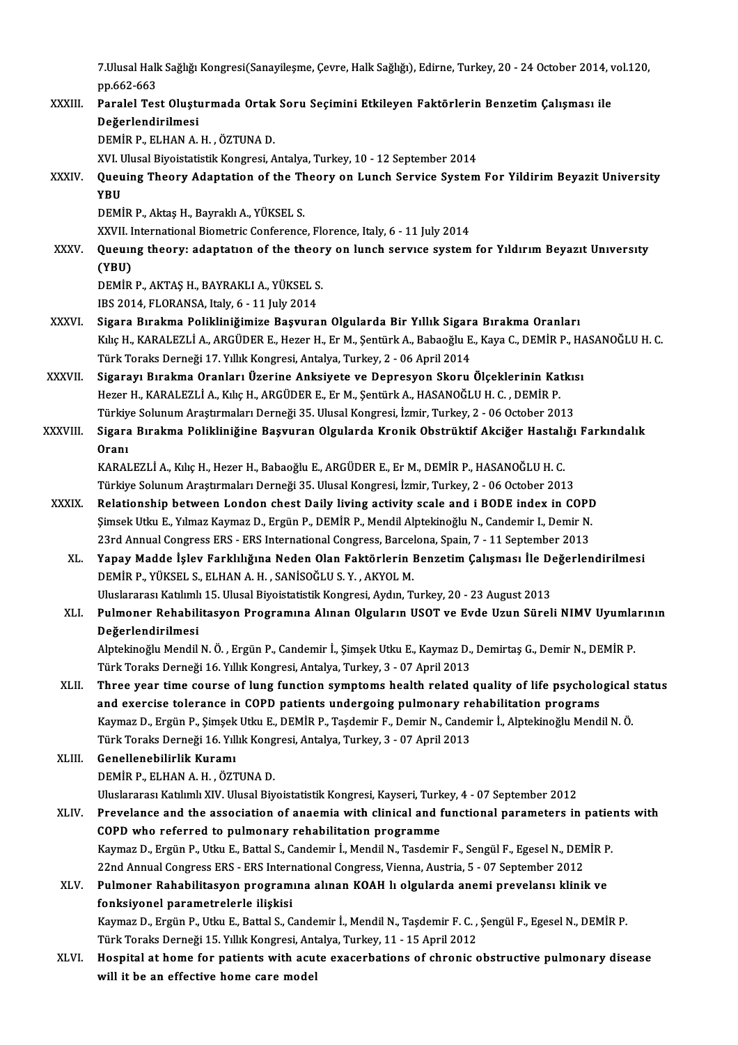7.Ulusal Halk Sağlığı Kongresi(Sanayileşme, Çevre, Halk Sağlığı), Edirne, Turkey, 20 - 24 October 2014, vol.120, pp.662-663

XXXIII. **Paralel Test Oluşturmada Ortak Soru Seçimini Etkileyen Faktörlerin Benzetim Çalışması ile Değerlendirilmesi**
DEMİR P., ELHAN A. H. , ÖZTUNA D.
XVI. Ulusal Biyoistatistik Kongresi, Antalya, Turkey, 10 - 12 September 2014

XXXIV. **Queuing Theory Adaptation of the Theory on Lunch Service System For Yildirim Beyazit University YBU**
DEMİR P., Aktaş H., Bayraklı A., YÜKSEL S.
XXVII. International Biometric Conference, Florence, Italy, 6 - 11 July 2014

XXXV. **Queuıng theory: adaptatıon of the theory on lunch servıce system for Yıldırım Beyazıt Unıversıty (YBU)**
DEMİR P., AKTAŞ H., BAYRAKLI A., YÜKSEL S.
IBS 2014, FLORANSA, Italy, 6 - 11 July 2014

XXXVI. **Sigara Bırakma Polikliniğimize Başvuran Olgularda Bir Yıllık Sigara Bırakma Oranları**
Kılıç H., KARALEZLİ A., ARGÜDER E., Hezer H., Er M., Şentürk A., Babaoğlu E., Kaya C., DEMİR P., HASANOĞLU H. C.
Türk Toraks Derneği 17. Yıllık Kongresi, Antalya, Turkey, 2 - 06 April 2014

XXXVII. **Sigarayı Bırakma Oranları Üzerine Anksiyete ve Depresyon Skoru Ölçeklerinin Katkısı**
Hezer H., KARALEZLİ A., Kılıç H., ARGÜDER E., Er M., Şentürk A., HASANOĞLU H. C. , DEMİR P.
Türkiye Solunum Araştırmaları Derneği 35. Ulusal Kongresi, İzmir, Turkey, 2 - 06 October 2013

XXXVIII. **Sigara Bırakma Polikliniğine Başvuran Olgularda Kronik Obstrüktif Akciğer Hastalığı Farkındalık Oranı**
KARALEZLİ A., Kılıç H., Hezer H., Babaoğlu E., ARGÜDER E., Er M., DEMİR P., HASANOĞLU H. C.
Türkiye Solunum Araştırmaları Derneği 35. Ulusal Kongresi, İzmir, Turkey, 2 - 06 October 2013

XXXIX. **Relationship between London chest Daily living activity scale and i BODE index in COPD**
Şimsek Utku E., Yılmaz Kaymaz D., Ergün P., DEMİR P., Mendil Alptekinoğlu N., Candemir I., Demir N.
23rd Annual Congress ERS - ERS International Congress, Barcelona, Spain, 7 - 11 September 2013

XL. **Yapay Madde İşlev Farklılığına Neden Olan Faktörlerin Benzetim Çalışması İle Değerlendirilmesi**
DEMİR P., YÜKSEL S., ELHAN A. H. , SANİSOĞLU S. Y. , AKYOL M.
Uluslararası Katılımlı 15. Ulusal Biyoistatistik Kongresi, Aydın, Turkey, 20 - 23 August 2013

XLI. **Pulmoner Rehabilitasyon Programına Alınan Olguların USOT ve Evde Uzun Süreli NIMV Uyumlarının Değerlendirilmesi**
Alptekinoğlu Mendil N. Ö. , Ergün P., Candemir İ., Şimşek Utku E., Kaymaz D., Demirtaş G., Demir N., DEMİR P.
Türk Toraks Derneği 16. Yıllık Kongresi, Antalya, Turkey, 3 - 07 April 2013

XLII. **Three year time course of lung function symptoms health related quality of life psychological status and exercise tolerance in COPD patients undergoing pulmonary rehabilitation programs**
Kaymaz D., Ergün P., Şimşek Utku E., DEMİR P., Taşdemir F., Demir N., Candemir İ., Alptekinoğlu Mendil N. Ö.
Türk Toraks Derneği 16. Yıllık Kongresi, Antalya, Turkey, 3 - 07 April 2013

XLIII. **Genellenebilirlik Kuramı**
DEMİR P., ELHAN A. H. , ÖZTUNA D.
Uluslararası Katılımlı XIV. Ulusal Biyoistatistik Kongresi, Kayseri, Turkey, 4 - 07 September 2012

XLIV. **Prevelance and the association of anaemia with clinical and functional parameters in patients with COPD who referred to pulmonary rehabilitation programme**
Kaymaz D., Ergün P., Utku E., Battal S., Candemir İ., Mendil N., Tasdemir F., Sengül F., Egesel N., DEMİR P.
22nd Annual Congress ERS - ERS International Congress, Vienna, Austria, 5 - 07 September 2012

XLV. **Pulmoner Rahabilitasyon programına alınan KOAH lı olgularda anemi prevelansı klinik ve fonksiyonel parametrelerle ilişkisi**
Kaymaz D., Ergün P., Utku E., Battal S., Candemir İ., Mendil N., Taşdemir F. C. , Şengül F., Egesel N., DEMİR P.
Türk Toraks Derneği 15. Yıllık Kongresi, Antalya, Turkey, 11 - 15 April 2012

XLVI. **Hospital at home for patients with acute exacerbations of chronic obstructive pulmonary disease will it be an effective home care model**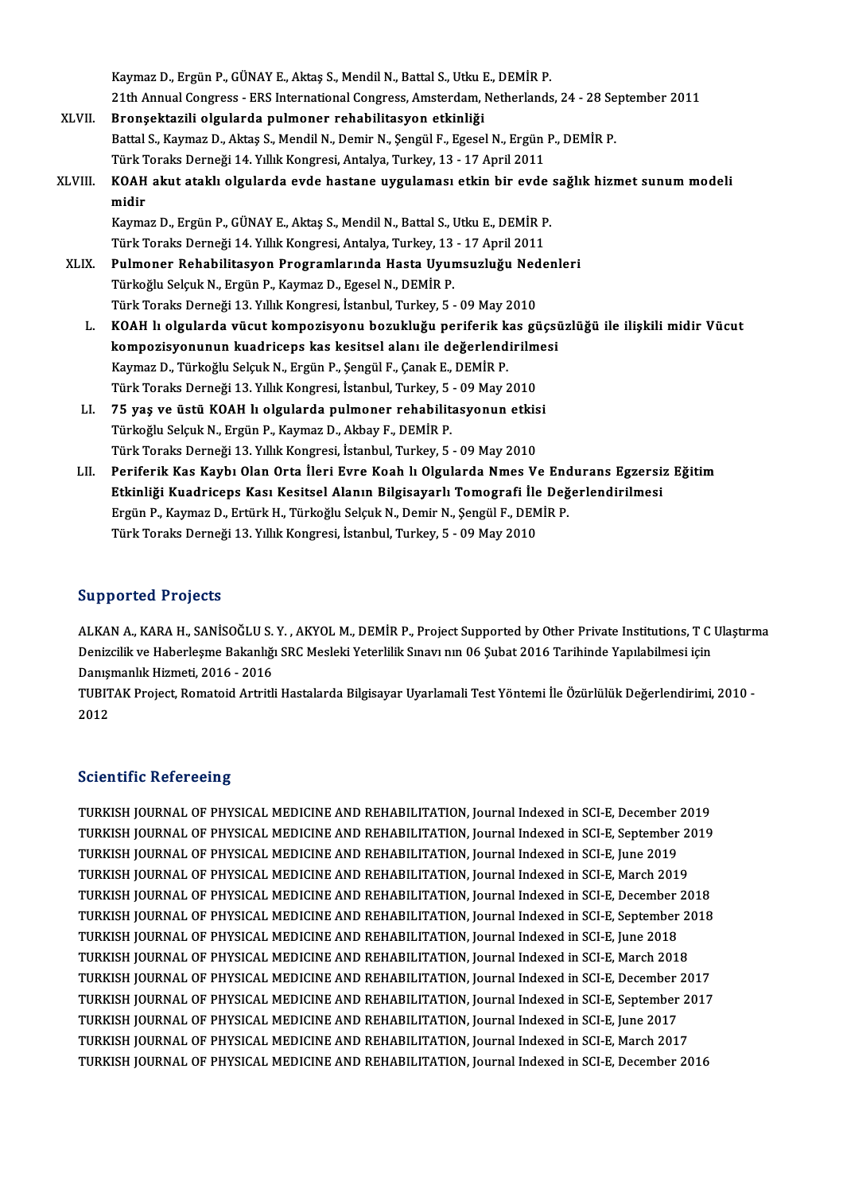Kaymaz D., Ergün P., GÜNAY E., Aktaş S., Mendil N., Battal S., Utku E., DEMİR P.
21th Annual Congress - ERS International Congress, Amsterdam, Netherlands, 24 - 28 September 2011

XLVII. **Bronşektazili olgularda pulmoner rehabilitasyon etkinliği**
Battal S., Kaymaz D., Aktaş S., Mendil N., Demir N., Şengül F., Egesel N., Ergün P., DEMİR P.
Türk Toraks Derneği 14. Yıllık Kongresi, Antalya, Turkey, 13 - 17 April 2011

XLVIII. **KOAH akut ataklı olgularda evde hastane uygulaması etkin bir evde sağlık hizmet sunum modeli midir**
Kaymaz D., Ergün P., GÜNAY E., Aktaş S., Mendil N., Battal S., Utku E., DEMİR P.
Türk Toraks Derneği 14. Yıllık Kongresi, Antalya, Turkey, 13 - 17 April 2011

XLIX. **Pulmoner Rehabilitasyon Programlarında Hasta Uyumsuzluğu Nedenleri**
Türkoğlu Selçuk N., Ergün P., Kaymaz D., Egesel N., DEMİR P.
Türk Toraks Derneği 13. Yıllık Kongresi, İstanbul, Turkey, 5 - 09 May 2010

L. **KOAH lı olgularda vücut kompozisyonu bozukluğu periferik kas güçsüzlüğü ile ilişkili midir Vücut kompozisyonunun kuadriceps kas kesitsel alanı ile değerlendirilmesi**
Kaymaz D., Türkoğlu Selçuk N., Ergün P., Şengül F., Çanak E., DEMİR P.
Türk Toraks Derneği 13. Yıllık Kongresi, İstanbul, Turkey, 5 - 09 May 2010

LI. **75 yaş ve üstü KOAH lı olgularda pulmoner rehabilitasyonun etkisi**
Türkoğlu Selçuk N., Ergün P., Kaymaz D., Akbay F., DEMİR P.
Türk Toraks Derneği 13. Yıllık Kongresi, İstanbul, Turkey, 5 - 09 May 2010

LII. **Periferik Kas Kaybı Olan Orta İleri Evre Koah lı Olgularda Nmes Ve Endurans Egzersiz Eğitim Etkinliği Kuadriceps Kası Kesitsel Alanın Bilgisayarlı Tomografi İle Değerlendirilmesi**
Ergün P., Kaymaz D., Ertürk H., Türkoğlu Selçuk N., Demir N., Şengül F., DEMİR P.
Türk Toraks Derneği 13. Yıllık Kongresi, İstanbul, Turkey, 5 - 09 May 2010

## Supported Projects

ALKAN A., KARA H., SANİSOĞLU S. Y. , AKYOL M., DEMİR P., Project Supported by Other Private Institutions, T C Ulaştırma Denizcilik ve Haberleşme Bakanlığı SRC Mesleki Yeterlilik Sınavı nın 06 Şubat 2016 Tarihinde Yapılabilmesi için Danışmanlık Hizmeti, 2016 - 2016

TUBITAK Project, Romatoid Artritli Hastalarda Bilgisayar Uyarlamali Test Yöntemi İle Özürlülük Değerlendirimi, 2010 - 2012

## Scientific Refereeing

TURKISH JOURNAL OF PHYSICAL MEDICINE AND REHABILITATION, Journal Indexed in SCI-E, December 2019
TURKISH JOURNAL OF PHYSICAL MEDICINE AND REHABILITATION, Journal Indexed in SCI-E, September 2019
TURKISH JOURNAL OF PHYSICAL MEDICINE AND REHABILITATION, Journal Indexed in SCI-E, June 2019
TURKISH JOURNAL OF PHYSICAL MEDICINE AND REHABILITATION, Journal Indexed in SCI-E, March 2019
TURKISH JOURNAL OF PHYSICAL MEDICINE AND REHABILITATION, Journal Indexed in SCI-E, December 2018
TURKISH JOURNAL OF PHYSICAL MEDICINE AND REHABILITATION, Journal Indexed in SCI-E, September 2018
TURKISH JOURNAL OF PHYSICAL MEDICINE AND REHABILITATION, Journal Indexed in SCI-E, June 2018
TURKISH JOURNAL OF PHYSICAL MEDICINE AND REHABILITATION, Journal Indexed in SCI-E, March 2018
TURKISH JOURNAL OF PHYSICAL MEDICINE AND REHABILITATION, Journal Indexed in SCI-E, December 2017
TURKISH JOURNAL OF PHYSICAL MEDICINE AND REHABILITATION, Journal Indexed in SCI-E, September 2017
TURKISH JOURNAL OF PHYSICAL MEDICINE AND REHABILITATION, Journal Indexed in SCI-E, June 2017
TURKISH JOURNAL OF PHYSICAL MEDICINE AND REHABILITATION, Journal Indexed in SCI-E, March 2017
TURKISH JOURNAL OF PHYSICAL MEDICINE AND REHABILITATION, Journal Indexed in SCI-E, December 2016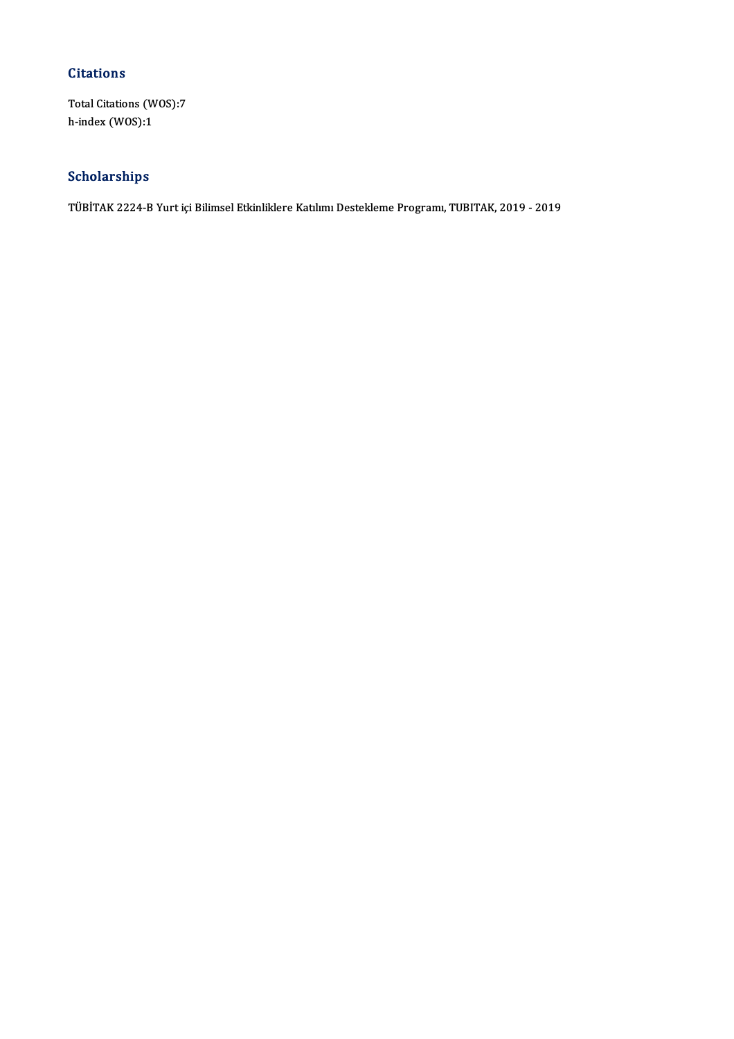## Citations

Total Citations (WOS):7
h-index (WOS):1

## Scholarships

TÜBİTAK 2224-B Yurt içi Bilimsel Etkinliklere Katılımı Destekleme Programı, TUBITAK, 2019 - 2019